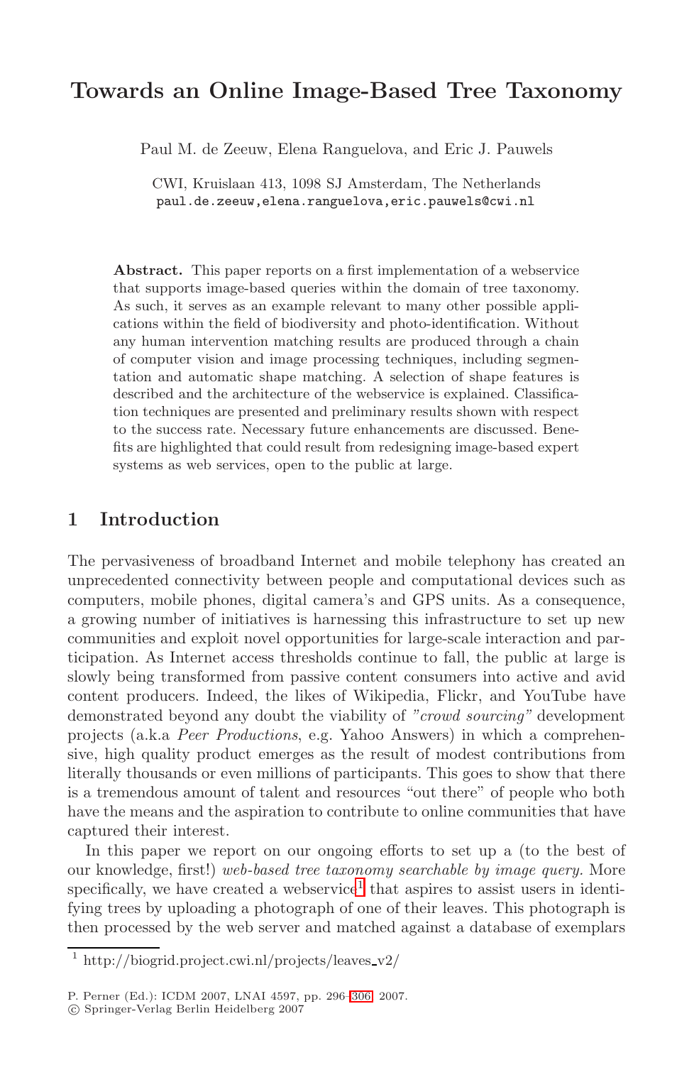# Towards an Online Image-Based Tree Taxonomy

Paul M. de Zeeuw, Elena Ranguelova, and Eric J. Pauwels

CWI, Kruislaan 413, 1098 SJ Amsterdam, The Netherlands
paul.de.zeeuw,elena.ranguelova,eric.pauwels@cwi.nl

**Abstract.** This paper reports on a first implementation of a webservice that supports image-based queries within the domain of tree taxonomy. As such, it serves as an example relevant to many other possible applications within the field of biodiversity and photo-identification. Without any human intervention matching results are produced through a chain of computer vision and image processing techniques, including segmentation and automatic shape matching. A selection of shape features is described and the architecture of the webservice is explained. Classification techniques are presented and preliminary results shown with respect to the success rate. Necessary future enhancements are discussed. Benefits are highlighted that could result from redesigning image-based expert systems as web services, open to the public at large.

## 1 Introduction

The pervasiveness of broadband Internet and mobile telephony has created an unprecedented connectivity between people and computational devices such as computers, mobile phones, digital camera's and GPS units. As a consequence, a growing number of initiatives is harnessing this infrastructure to set up new communities and exploit novel opportunities for large-scale interaction and participation. As Internet access thresholds continue to fall, the public at large is slowly being transformed from passive content consumers into active and avid content producers. Indeed, the likes of Wikipedia, Flickr, and YouTube have demonstrated beyond any doubt the viability of *"crowd sourcing"* development projects (a.k.a *Peer Productions*, e.g. Yahoo Answers) in which a comprehensive, high quality product emerges as the result of modest contributions from literally thousands or even millions of participants. This goes to show that there is a tremendous amount of talent and resources "out there" of people who both have the means and the aspiration to contribute to online communities that have captured their interest.

In this paper we report on our ongoing efforts to set up a (to the best of our knowledge, first!) *web-based tree taxonomy searchable by image query.* More specifically, we have created a webservice[1] that aspires to assist users in identifying trees by uploading a photograph of one of their leaves. This photograph is then processed by the web server and matched against a database of exemplars

[1] http://biogrid.project.cwi.nl/projects/leaves_v2/

P. Perner (Ed.): ICDM 2007, LNAI 4597, pp. 296–306, 2007.
© Springer-Verlag Berlin Heidelberg 2007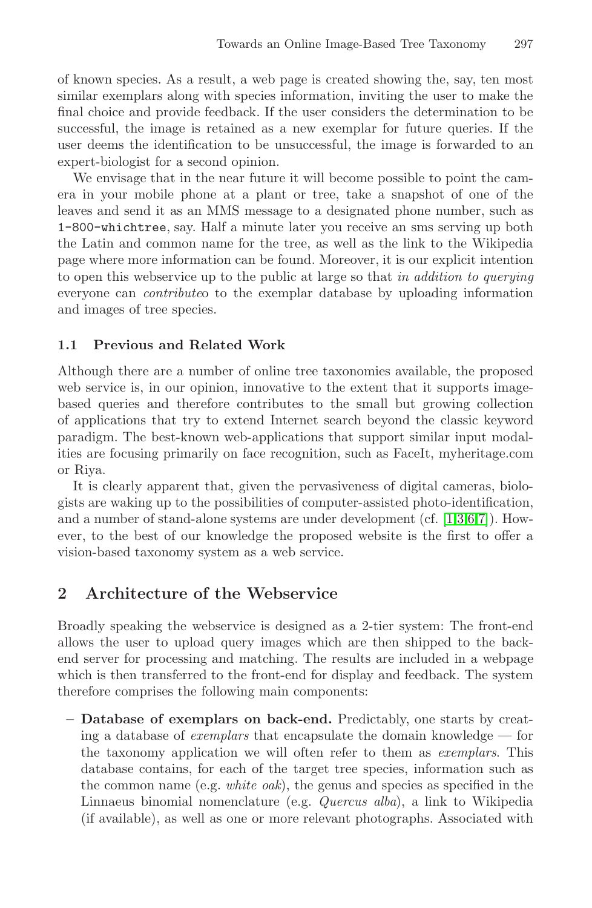of known species. As a result, a web page is created showing the, say, ten most similar exemplars along with species information, inviting the user to make the final choice and provide feedback. If the user considers the determination to be successful, the image is retained as a new exemplar for future queries. If the user deems the identification to be unsuccessful, the image is forwarded to an expert-biologist for a second opinion.

We envisage that in the near future it will become possible to point the camera in your mobile phone at a plant or tree, take a snapshot of one of the leaves and send it as an MMS message to a designated phone number, such as `1-800-whichtree`, say. Half a minute later you receive an sms serving up both the Latin and common name for the tree, as well as the link to the Wikipedia page where more information can be found. Moreover, it is our explicit intention to open this webservice up to the public at large so that *in addition to querying* everyone can *contribute*o to the exemplar database by uploading information and images of tree species.

### 1.1 Previous and Related Work

Although there are a number of online tree taxonomies available, the proposed web service is, in our opinion, innovative to the extent that it supports image-based queries and therefore contributes to the small but growing collection of applications that try to extend Internet search beyond the classic keyword paradigm. The best-known web-applications that support similar input modalities are focusing primarily on face recognition, such as FaceIt, myheritage.com or Riya.

It is clearly apparent that, given the pervasiveness of digital cameras, biologists are waking up to the possibilities of computer-assisted photo-identification, and a number of stand-alone systems are under development (cf. [1,3,6,7]). However, to the best of our knowledge the proposed website is the first to offer a vision-based taxonomy system as a web service.

## 2 Architecture of the Webservice

Broadly speaking the webservice is designed as a 2-tier system: The front-end allows the user to upload query images which are then shipped to the back-end server for processing and matching. The results are included in a webpage which is then transferred to the front-end for display and feedback. The system therefore comprises the following main components:

- **Database of exemplars on back-end.** Predictably, one starts by creating a database of *exemplars* that encapsulate the domain knowledge — for the taxonomy application we will often refer to them as *exemplars*. This database contains, for each of the target tree species, information such as the common name (e.g. *white oak*), the genus and species as specified in the Linnaeus binomial nomenclature (e.g. *Quercus alba*), a link to Wikipedia (if available), as well as one or more relevant photographs. Associated with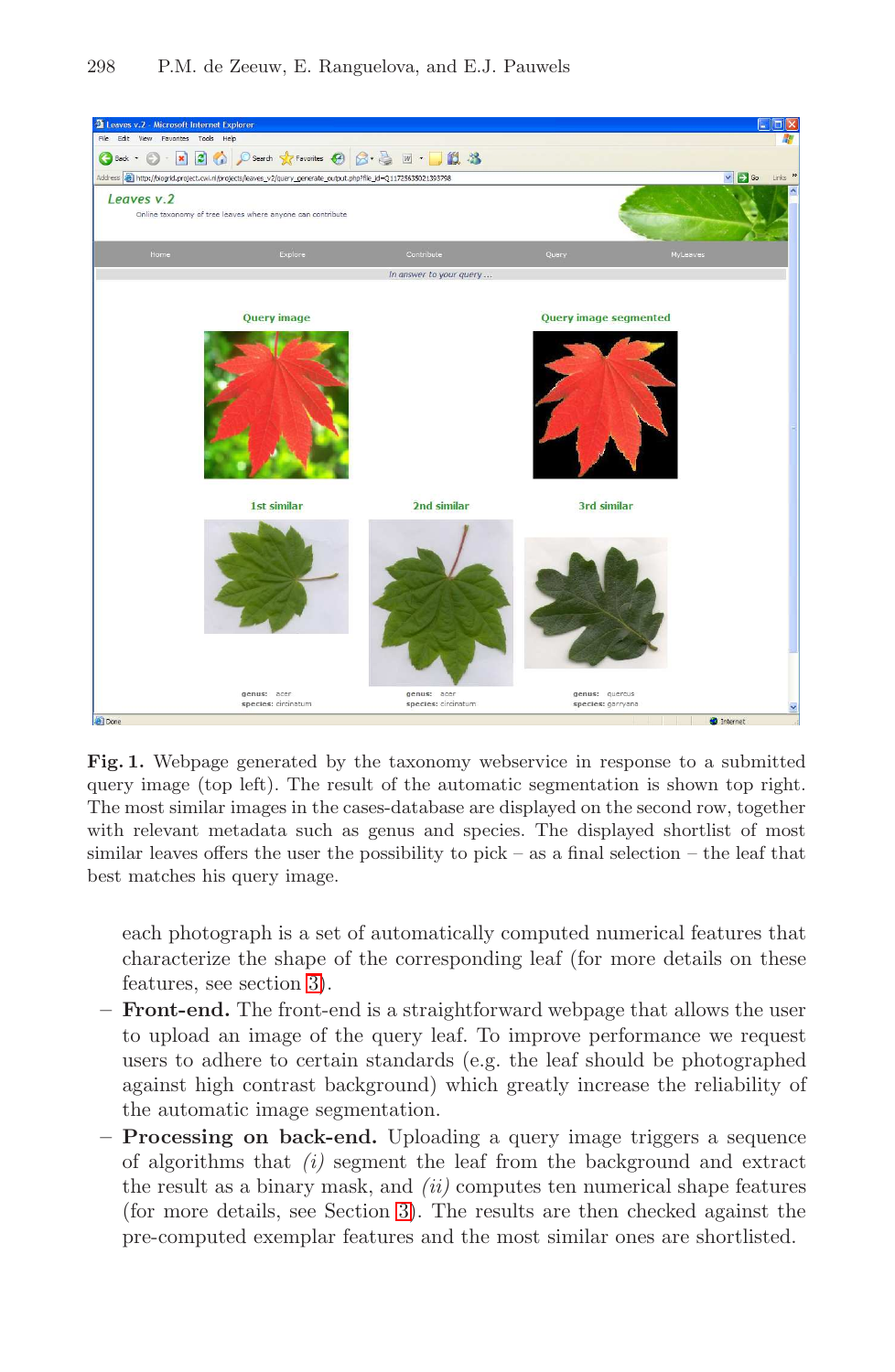**Fig. 1.** Webpage generated by the taxonomy webservice in response to a submitted query image (top left). The result of the automatic segmentation is shown top right. The most similar images in the cases-database are displayed on the second row, together with relevant metadata such as genus and species. The displayed shortlist of most similar leaves offers the user the possibility to pick – as a final selection – the leaf that best matches his query image.

each photograph is a set of automatically computed numerical features that characterize the shape of the corresponding leaf (for more details on these features, see section 3).

- **Front-end.** The front-end is a straightforward webpage that allows the user to upload an image of the query leaf. To improve performance we request users to adhere to certain standards (e.g. the leaf should be photographed against high contrast background) which greatly increase the reliability of the automatic image segmentation.
- **Processing on back-end.** Uploading a query image triggers a sequence of algorithms that *(i)* segment the leaf from the background and extract the result as a binary mask, and *(ii)* computes ten numerical shape features (for more details, see Section 3). The results are then checked against the pre-computed exemplar features and the most similar ones are shortlisted.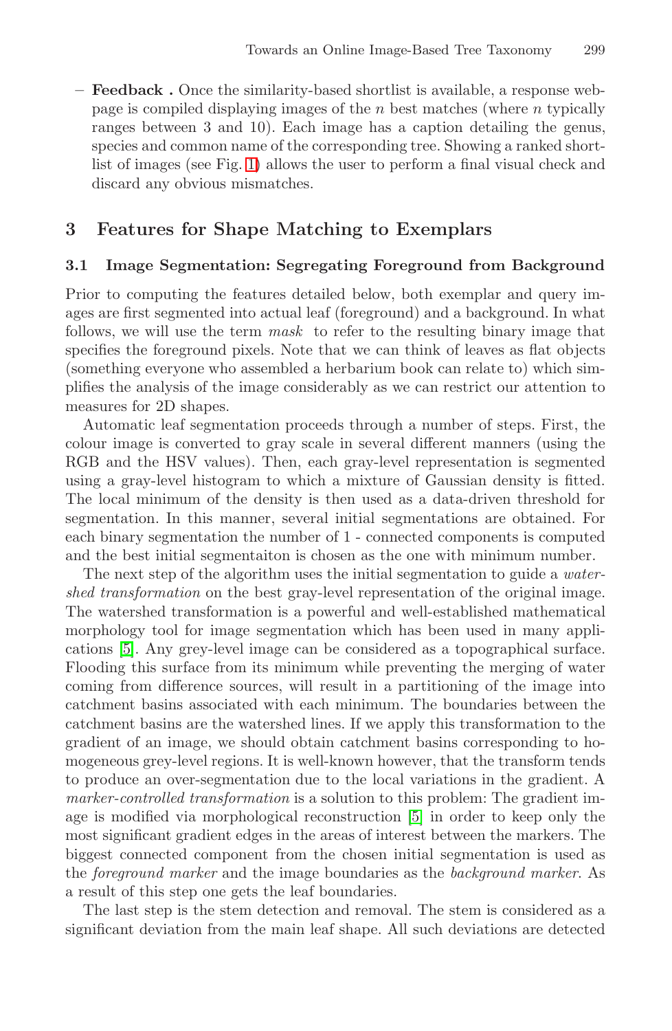– **Feedback .** Once the similarity-based shortlist is available, a response webpage is compiled displaying images of the $n$ best matches (where $n$ typically ranges between 3 and 10). Each image has a caption detailing the genus, species and common name of the corresponding tree. Showing a ranked shortlist of images (see Fig. 1) allows the user to perform a final visual check and discard any obvious mismatches.

## 3 Features for Shape Matching to Exemplars

### 3.1 Image Segmentation: Segregating Foreground from Background

Prior to computing the features detailed below, both exemplar and query images are first segmented into actual leaf (foreground) and a background. In what follows, we will use the term *mask* to refer to the resulting binary image that specifies the foreground pixels. Note that we can think of leaves as flat objects (something everyone who assembled a herbarium book can relate to) which simplifies the analysis of the image considerably as we can restrict our attention to measures for 2D shapes.

Automatic leaf segmentation proceeds through a number of steps. First, the colour image is converted to gray scale in several different manners (using the RGB and the HSV values). Then, each gray-level representation is segmented using a gray-level histogram to which a mixture of Gaussian density is fitted. The local minimum of the density is then used as a data-driven threshold for segmentation. In this manner, several initial segmentations are obtained. For each binary segmentation the number of 1 - connected components is computed and the best initial segmentaiton is chosen as the one with minimum number.

The next step of the algorithm uses the initial segmentation to guide a *watershed transformation* on the best gray-level representation of the original image. The watershed transformation is a powerful and well-established mathematical morphology tool for image segmentation which has been used in many applications [5]. Any grey-level image can be considered as a topographical surface. Flooding this surface from its minimum while preventing the merging of water coming from difference sources, will result in a partitioning of the image into catchment basins associated with each minimum. The boundaries between the catchment basins are the watershed lines. If we apply this transformation to the gradient of an image, we should obtain catchment basins corresponding to homogeneous grey-level regions. It is well-known however, that the transform tends to produce an over-segmentation due to the local variations in the gradient. A *marker-controlled transformation* is a solution to this problem: The gradient image is modified via morphological reconstruction [5] in order to keep only the most significant gradient edges in the areas of interest between the markers. The biggest connected component from the chosen initial segmentation is used as the *foreground marker* and the image boundaries as the *background marker*. As a result of this step one gets the leaf boundaries.

The last step is the stem detection and removal. The stem is considered as a significant deviation from the main leaf shape. All such deviations are detected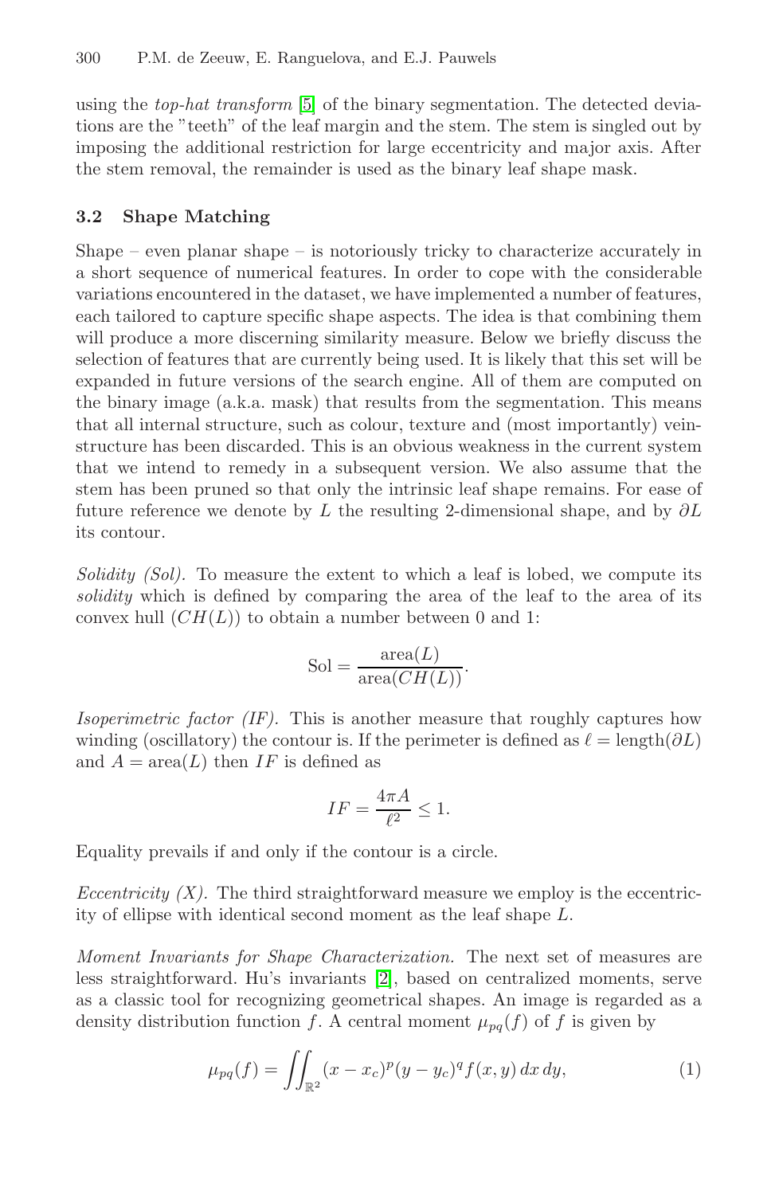using the *top-hat transform* [5] of the binary segmentation. The detected deviations are the "teeth" of the leaf margin and the stem. The stem is singled out by imposing the additional restriction for large eccentricity and major axis. After the stem removal, the remainder is used as the binary leaf shape mask.

### 3.2 Shape Matching

Shape – even planar shape – is notoriously tricky to characterize accurately in a short sequence of numerical features. In order to cope with the considerable variations encountered in the dataset, we have implemented a number of features, each tailored to capture specific shape aspects. The idea is that combining them will produce a more discerning similarity measure. Below we briefly discuss the selection of features that are currently being used. It is likely that this set will be expanded in future versions of the search engine. All of them are computed on the binary image (a.k.a. mask) that results from the segmentation. This means that all internal structure, such as colour, texture and (most importantly) vein-structure has been discarded. This is an obvious weakness in the current system that we intend to remedy in a subsequent version. We also assume that the stem has been pruned so that only the intrinsic leaf shape remains. For ease of future reference we denote by $L$ the resulting 2-dimensional shape, and by $\partial L$ its contour.

*Solidity (Sol).* To measure the extent to which a leaf is lobed, we compute its *solidity* which is defined by comparing the area of the leaf to the area of its convex hull ($CH(L)$) to obtain a number between 0 and 1:

$$\text{Sol} = \frac{\text{area}(L)}{\text{area}(CH(L))}.$$

*Isoperimetric factor (IF).* This is another measure that roughly captures how winding (oscillatory) the contour is. If the perimeter is defined as $\ell = \text{length}(\partial L)$ and $A = \text{area}(L)$ then $IF$ is defined as

$$IF = \frac{4\pi A}{\ell^2} \leq 1.$$

Equality prevails if and only if the contour is a circle.

*Eccentricity (X).* The third straightforward measure we employ is the eccentricity of ellipse with identical second moment as the leaf shape $L$.

*Moment Invariants for Shape Characterization.* The next set of measures are less straightforward. Hu's invariants [2], based on centralized moments, serve as a classic tool for recognizing geometrical shapes. An image is regarded as a density distribution function $f$. A central moment $\mu_{pq}(f)$ of $f$ is given by

$$\mu_{pq}(f) = \iint_{\mathbb{R}^2} (x - x_c)^p (y - y_c)^q f(x, y)\, dx\, dy, \tag{1}$$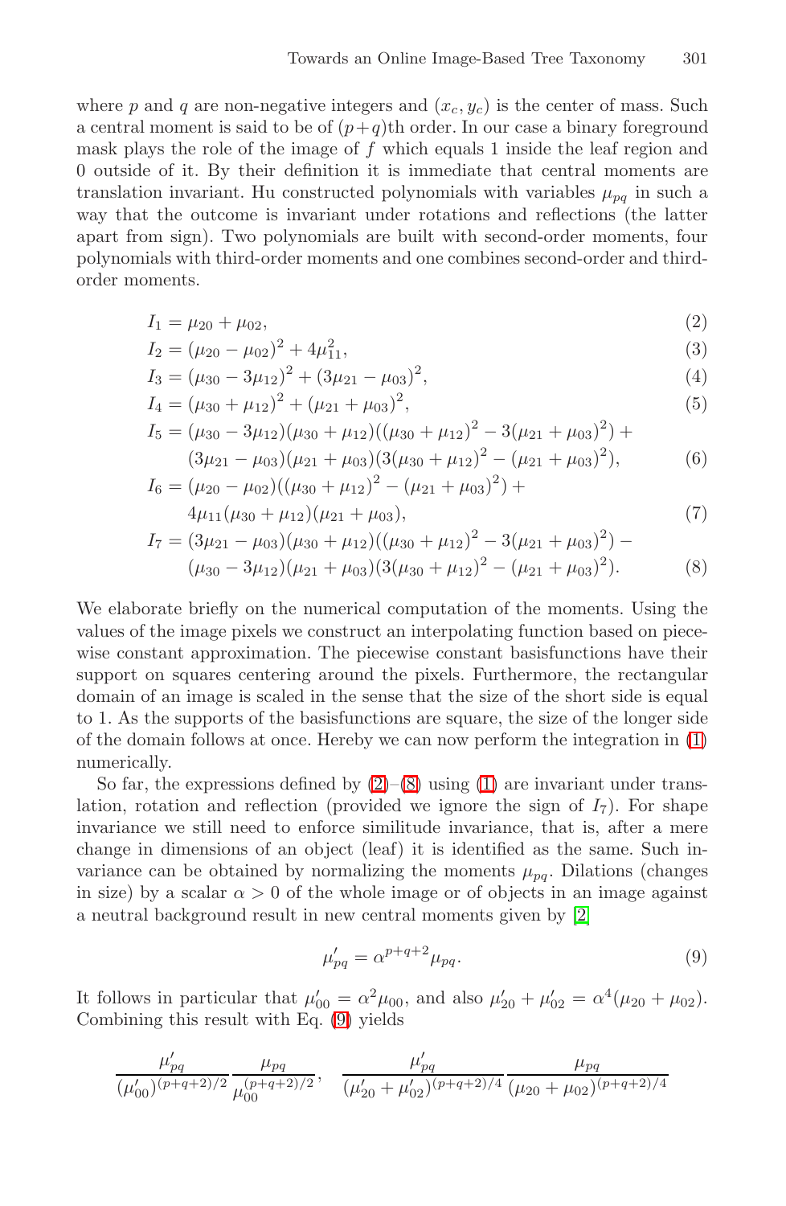where $p$ and $q$ are non-negative integers and $(x_c, y_c)$ is the center of mass. Such a central moment is said to be of $(p+q)$th order. In our case a binary foreground mask plays the role of the image of $f$ which equals 1 inside the leaf region and 0 outside of it. By their definition it is immediate that central moments are translation invariant. Hu constructed polynomials with variables $\mu_{pq}$ in such a way that the outcome is invariant under rotations and reflections (the latter apart from sign). Two polynomials are built with second-order moments, four polynomials with third-order moments and one combines second-order and third-order moments.

$$I_1 = \mu_{20} + \mu_{02}, \tag{2}$$

$$I_2 = (\mu_{20} - \mu_{02})^2 + 4\mu_{11}^2, \tag{3}$$

$$I_3 = (\mu_{30} - 3\mu_{12})^2 + (3\mu_{21} - \mu_{03})^2, \tag{4}$$

$$I_4 = (\mu_{30} + \mu_{12})^2 + (\mu_{21} + \mu_{03})^2, \tag{5}$$

$$I_5 = (\mu_{30} - 3\mu_{12})(\mu_{30} + \mu_{12})((\mu_{30} + \mu_{12})^2 - 3(\mu_{21} + \mu_{03})^2) + (3\mu_{21} - \mu_{03})(\mu_{21} + \mu_{03})(3(\mu_{30} + \mu_{12})^2 - (\mu_{21} + \mu_{03})^2), \tag{6}$$

$$I_6 = (\mu_{20} - \mu_{02})((\mu_{30} + \mu_{12})^2 - (\mu_{21} + \mu_{03})^2) + 4\mu_{11}(\mu_{30} + \mu_{12})(\mu_{21} + \mu_{03}), \tag{7}$$

$$I_7 = (3\mu_{21} - \mu_{03})(\mu_{30} + \mu_{12})((\mu_{30} + \mu_{12})^2 - 3(\mu_{21} + \mu_{03})^2) - (\mu_{30} - 3\mu_{12})(\mu_{21} + \mu_{03})(3(\mu_{30} + \mu_{12})^2 - (\mu_{21} + \mu_{03})^2). \tag{8}$$

We elaborate briefly on the numerical computation of the moments. Using the values of the image pixels we construct an interpolating function based on piecewise constant approximation. The piecewise constant basisfunctions have their support on squares centering around the pixels. Furthermore, the rectangular domain of an image is scaled in the sense that the size of the short side is equal to 1. As the supports of the basisfunctions are square, the size of the longer side of the domain follows at once. Hereby we can now perform the integration in (1) numerically.

So far, the expressions defined by (2)–(8) using (1) are invariant under translation, rotation and reflection (provided we ignore the sign of $I_7$). For shape invariance we still need to enforce similitude invariance, that is, after a mere change in dimensions of an object (leaf) it is identified as the same. Such invariance can be obtained by normalizing the moments $\mu_{pq}$. Dilations (changes in size) by a scalar $\alpha > 0$ of the whole image or of objects in an image against a neutral background result in new central moments given by [2]

$$\mu'_{pq} = \alpha^{p+q+2}\mu_{pq}. \tag{9}$$

It follows in particular that $\mu'_{00} = \alpha^2\mu_{00}$, and also $\mu'_{20} + \mu'_{02} = \alpha^4(\mu_{20} + \mu_{02})$. Combining this result with Eq. (9) yields

$$\frac{\mu'_{pq}}{(\mu'_{00})^{(p+q+2)/2}} \frac{\mu_{pq}}{\mu_{00}^{(p+q+2)/2}}, \quad \frac{\mu'_{pq}}{(\mu'_{20} + \mu'_{02})^{(p+q+2)/4}} \frac{\mu_{pq}}{(\mu_{20} + \mu_{02})^{(p+q+2)/4}}$$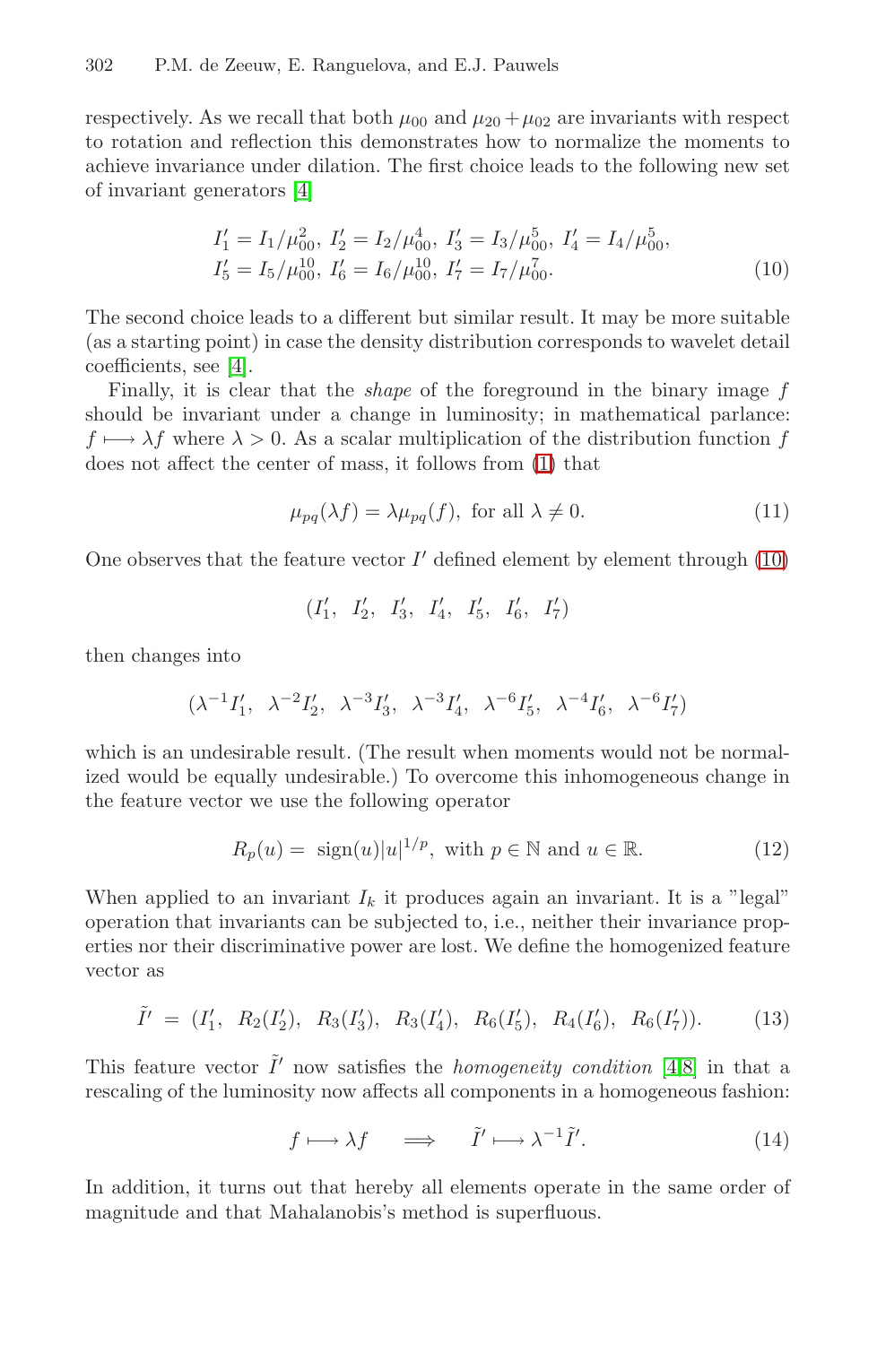respectively. As we recall that both $\mu_{00}$ and $\mu_{20}+\mu_{02}$ are invariants with respect to rotation and reflection this demonstrates how to normalize the moments to achieve invariance under dilation. The first choice leads to the following new set of invariant generators [4]

$$
\begin{aligned}
&I_1' = I_1/\mu_{00}^2,\ I_2' = I_2/\mu_{00}^4,\ I_3' = I_3/\mu_{00}^5,\ I_4' = I_4/\mu_{00}^5,\\
&I_5' = I_5/\mu_{00}^{10},\ I_6' = I_6/\mu_{00}^{10},\ I_7' = I_7/\mu_{00}^7.
\end{aligned}
\tag{10}
$$

The second choice leads to a different but similar result. It may be more suitable (as a starting point) in case the density distribution corresponds to wavelet detail coefficients, see [4].

Finally, it is clear that the *shape* of the foreground in the binary image $f$ should be invariant under a change in luminosity; in mathematical parlance: $f \longmapsto \lambda f$ where $\lambda > 0$. As a scalar multiplication of the distribution function $f$ does not affect the center of mass, it follows from (1) that

$$
\mu_{pq}(\lambda f) = \lambda \mu_{pq}(f), \text{ for all } \lambda \neq 0. \tag{11}
$$

One observes that the feature vector $I'$ defined element by element through (10)

$$
(I_1',\ I_2',\ I_3',\ I_4',\ I_5',\ I_6',\ I_7')
$$

then changes into

$$
(\lambda^{-1}I_1',\ \lambda^{-2}I_2',\ \lambda^{-3}I_3',\ \lambda^{-3}I_4',\ \lambda^{-6}I_5',\ \lambda^{-4}I_6',\ \lambda^{-6}I_7')
$$

which is an undesirable result. (The result when moments would not be normalized would be equally undesirable.) To overcome this inhomogeneous change in the feature vector we use the following operator

$$
R_p(u) = \operatorname{sign}(u)|u|^{1/p}, \text{ with } p \in \mathbb{N} \text{ and } u \in \mathbb{R}. \tag{12}
$$

When applied to an invariant $I_k$ it produces again an invariant. It is a "legal" operation that invariants can be subjected to, i.e., neither their invariance properties nor their discriminative power are lost. We define the homogenized feature vector as

$$
\tilde{I}' = (I_1',\ R_2(I_2'),\ R_3(I_3'),\ R_3(I_4'),\ R_6(I_5'),\ R_4(I_6'),\ R_6(I_7')). \tag{13}
$$

This feature vector $\tilde{I}'$ now satisfies the *homogeneity condition* [4,8] in that a rescaling of the luminosity now affects all components in a homogeneous fashion:

$$
f \longmapsto \lambda f \quad \Longrightarrow \quad \tilde{I}' \longmapsto \lambda^{-1}\tilde{I}'. \tag{14}
$$

In addition, it turns out that hereby all elements operate in the same order of magnitude and that Mahalanobis's method is superfluous.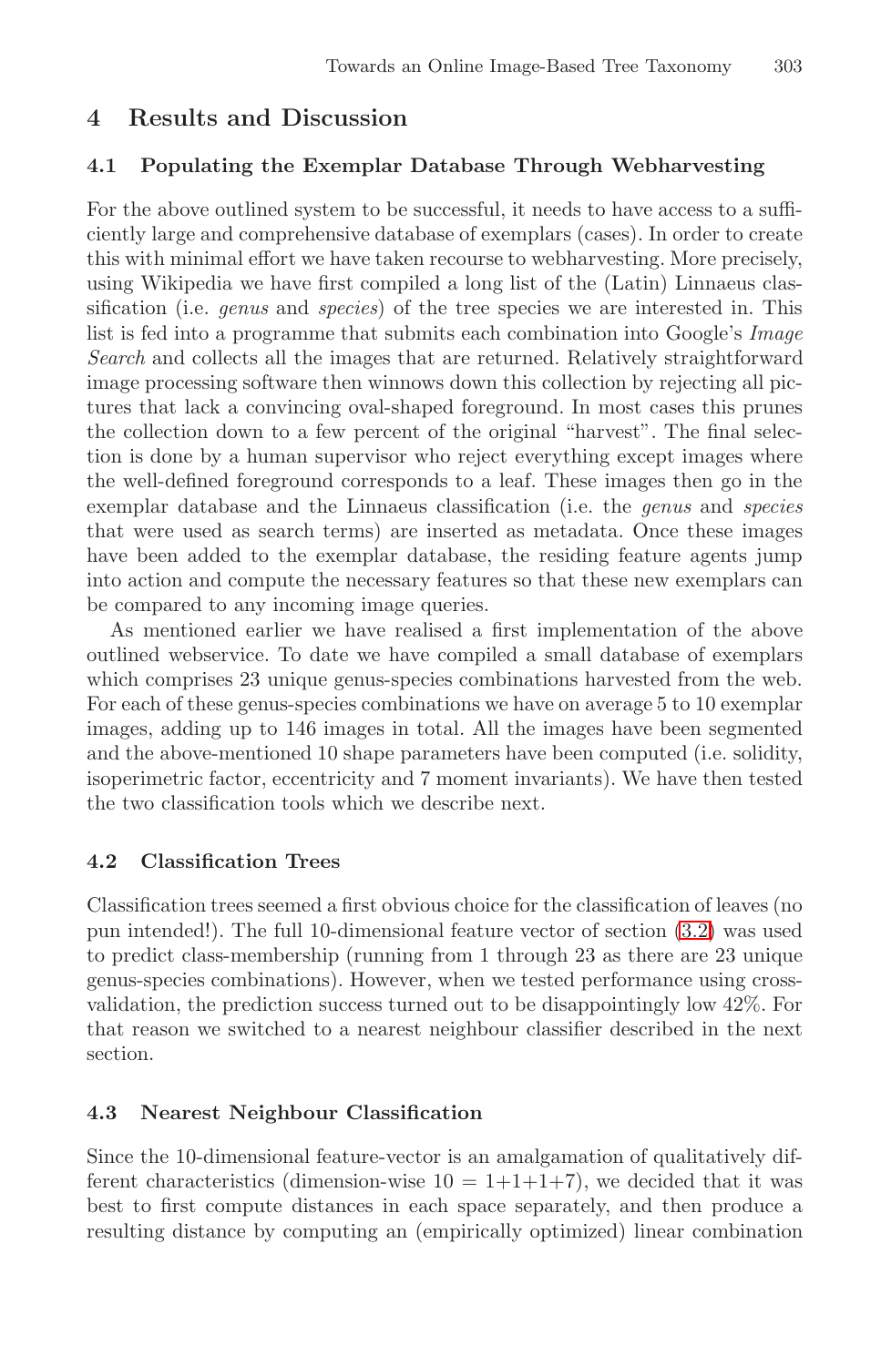## 4 Results and Discussion

### 4.1 Populating the Exemplar Database Through Webharvesting

For the above outlined system to be successful, it needs to have access to a sufficiently large and comprehensive database of exemplars (cases). In order to create this with minimal effort we have taken recourse to webharvesting. More precisely, using Wikipedia we have first compiled a long list of the (Latin) Linnaeus classification (i.e. *genus* and *species*) of the tree species we are interested in. This list is fed into a programme that submits each combination into Google's *Image Search* and collects all the images that are returned. Relatively straightforward image processing software then winnows down this collection by rejecting all pictures that lack a convincing oval-shaped foreground. In most cases this prunes the collection down to a few percent of the original "harvest". The final selection is done by a human supervisor who reject everything except images where the well-defined foreground corresponds to a leaf. These images then go in the exemplar database and the Linnaeus classification (i.e. the *genus* and *species* that were used as search terms) are inserted as metadata. Once these images have been added to the exemplar database, the residing feature agents jump into action and compute the necessary features so that these new exemplars can be compared to any incoming image queries.

As mentioned earlier we have realised a first implementation of the above outlined webservice. To date we have compiled a small database of exemplars which comprises 23 unique genus-species combinations harvested from the web. For each of these genus-species combinations we have on average 5 to 10 exemplar images, adding up to 146 images in total. All the images have been segmented and the above-mentioned 10 shape parameters have been computed (i.e. solidity, isoperimetric factor, eccentricity and 7 moment invariants). We have then tested the two classification tools which we describe next.

### 4.2 Classification Trees

Classification trees seemed a first obvious choice for the classification of leaves (no pun intended!). The full 10-dimensional feature vector of section (3.2) was used to predict class-membership (running from 1 through 23 as there are 23 unique genus-species combinations). However, when we tested performance using cross-validation, the prediction success turned out to be disappointingly low 42%. For that reason we switched to a nearest neighbour classifier described in the next section.

### 4.3 Nearest Neighbour Classification

Since the 10-dimensional feature-vector is an amalgamation of qualitatively different characteristics (dimension-wise $10 = 1+1+1+7$), we decided that it was best to first compute distances in each space separately, and then produce a resulting distance by computing an (empirically optimized) linear combination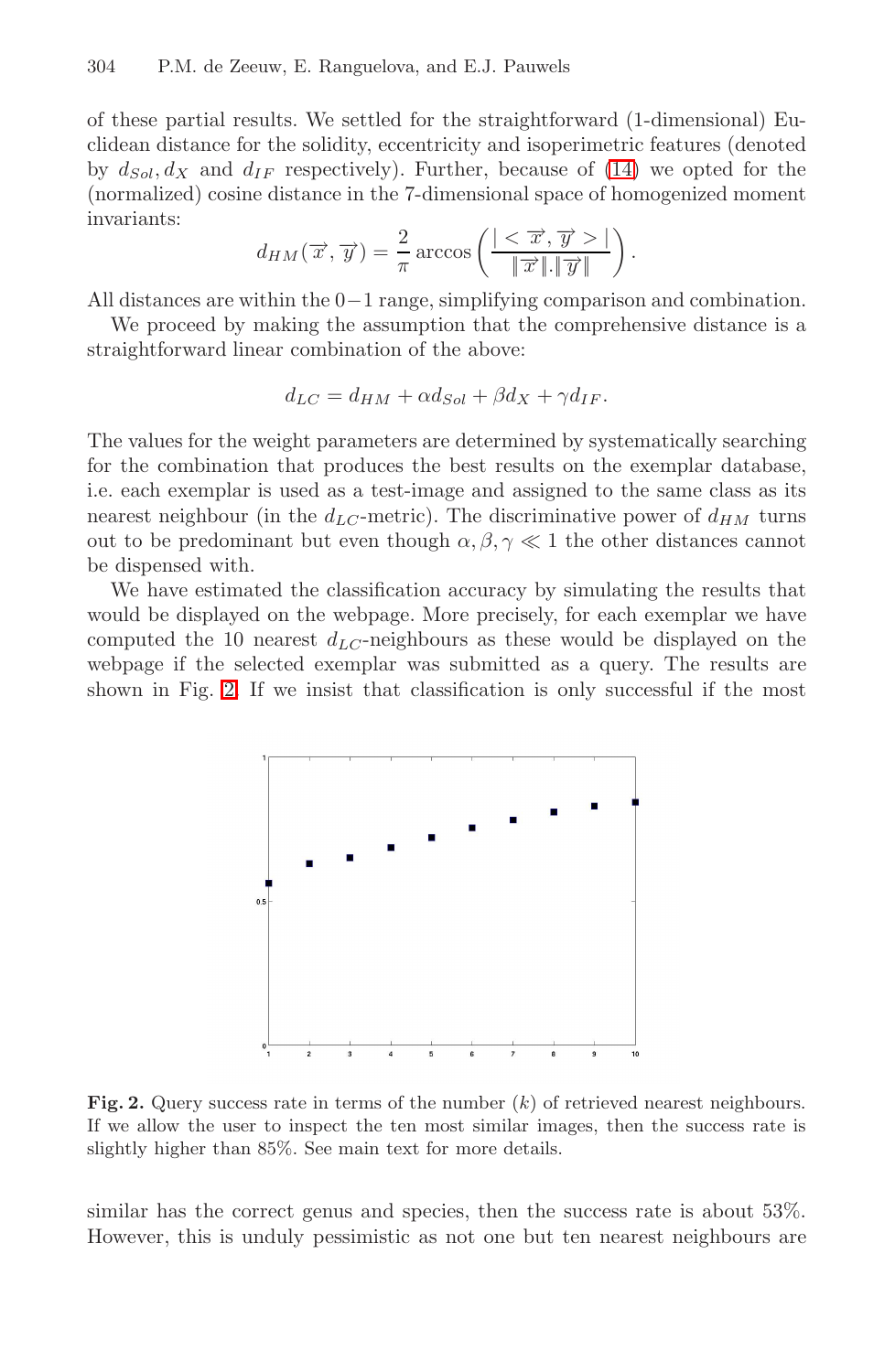of these partial results. We settled for the straightforward (1-dimensional) Euclidean distance for the solidity, eccentricity and isoperimetric features (denoted by $d_{Sol}, d_X$ and $d_{IF}$ respectively). Further, because of (14) we opted for the (normalized) cosine distance in the 7-dimensional space of homogenized moment invariants:

$$d_{HM}(\overrightarrow{x}, \overrightarrow{y}) = \frac{2}{\pi} \arccos\left( \frac{| < \overrightarrow{x}, \overrightarrow{y} > |}{\|\overrightarrow{x}\|.\|\overrightarrow{y}\|} \right).$$

All distances are within the 0−1 range, simplifying comparison and combination.

We proceed by making the assumption that the comprehensive distance is a straightforward linear combination of the above:

$$d_{LC} = d_{HM} + \alpha d_{Sol} + \beta d_X + \gamma d_{IF}.$$

The values for the weight parameters are determined by systematically searching for the combination that produces the best results on the exemplar database, i.e. each exemplar is used as a test-image and assigned to the same class as its nearest neighbour (in the $d_{LC}$-metric). The discriminative power of $d_{HM}$ turns out to be predominant but even though $\alpha, \beta, \gamma \ll 1$ the other distances cannot be dispensed with.

We have estimated the classification accuracy by simulating the results that would be displayed on the webpage. More precisely, for each exemplar we have computed the 10 nearest $d_{LC}$-neighbours as these would be displayed on the webpage if the selected exemplar was submitted as a query. The results are shown in Fig. 2. If we insist that classification is only successful if the most

**Fig. 2.** Query success rate in terms of the number ($k$) of retrieved nearest neighbours. If we allow the user to inspect the ten most similar images, then the success rate is slightly higher than 85%. See main text for more details.

similar has the correct genus and species, then the success rate is about 53%. However, this is unduly pessimistic as not one but ten nearest neighbours are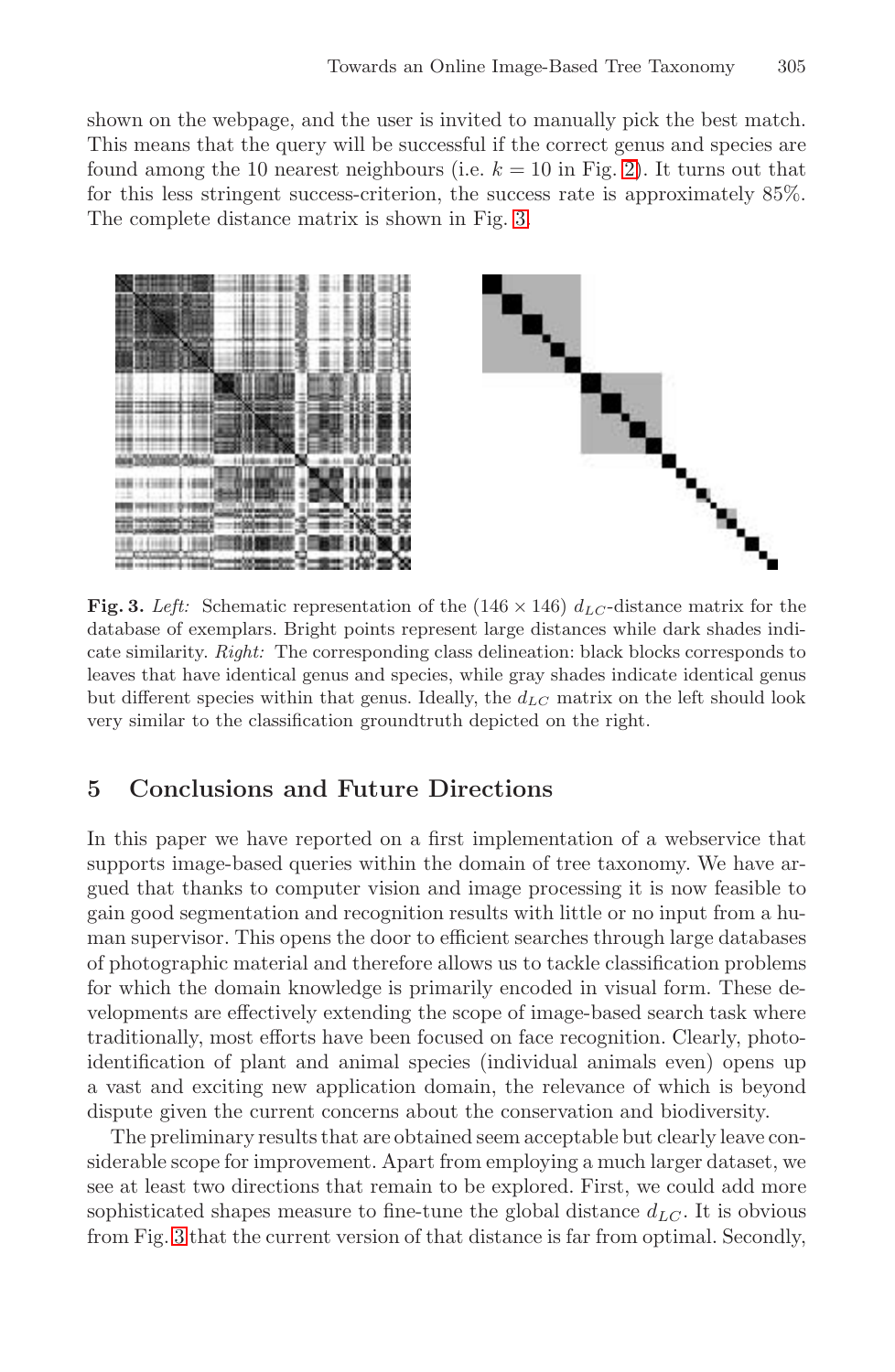shown on the webpage, and the user is invited to manually pick the best match. This means that the query will be successful if the correct genus and species are found among the 10 nearest neighbours (i.e. $k = 10$ in Fig. 2). It turns out that for this less stringent success-criterion, the success rate is approximately 85%. The complete distance matrix is shown in Fig. 3.

**Fig. 3.** *Left:* Schematic representation of the $(146 \times 146)$ $d_{LC}$-distance matrix for the database of exemplars. Bright points represent large distances while dark shades indicate similarity. *Right:* The corresponding class delineation: black blocks corresponds to leaves that have identical genus and species, while gray shades indicate identical genus but different species within that genus. Ideally, the $d_{LC}$ matrix on the left should look very similar to the classification groundtruth depicted on the right.

## 5 Conclusions and Future Directions

In this paper we have reported on a first implementation of a webservice that supports image-based queries within the domain of tree taxonomy. We have argued that thanks to computer vision and image processing it is now feasible to gain good segmentation and recognition results with little or no input from a human supervisor. This opens the door to efficient searches through large databases of photographic material and therefore allows us to tackle classification problems for which the domain knowledge is primarily encoded in visual form. These developments are effectively extending the scope of image-based search task where traditionally, most efforts have been focused on face recognition. Clearly, photo-identification of plant and animal species (individual animals even) opens up a vast and exciting new application domain, the relevance of which is beyond dispute given the current concerns about the conservation and biodiversity.

The preliminary results that are obtained seem acceptable but clearly leave considerable scope for improvement. Apart from employing a much larger dataset, we see at least two directions that remain to be explored. First, we could add more sophisticated shapes measure to fine-tune the global distance $d_{LC}$. It is obvious from Fig. 3 that the current version of that distance is far from optimal. Secondly,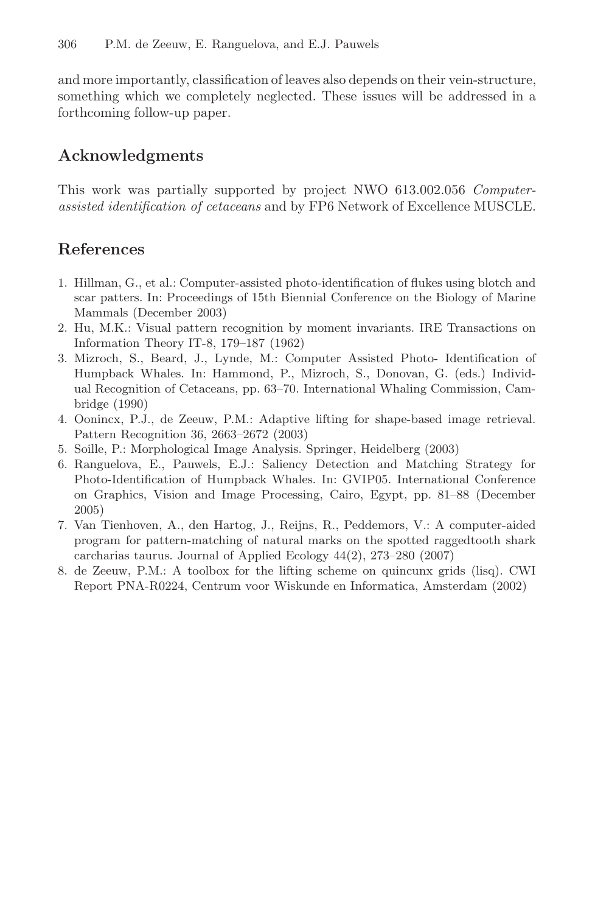and more importantly, classification of leaves also depends on their vein-structure, something which we completely neglected. These issues will be addressed in a forthcoming follow-up paper.

## Acknowledgments

This work was partially supported by project NWO 613.002.056 *Computer-assisted identification of cetaceans* and by FP6 Network of Excellence MUSCLE.

## References

1. Hillman, G., et al.: Computer-assisted photo-identification of flukes using blotch and scar patters. In: Proceedings of 15th Biennial Conference on the Biology of Marine Mammals (December 2003)
2. Hu, M.K.: Visual pattern recognition by moment invariants. IRE Transactions on Information Theory IT-8, 179–187 (1962)
3. Mizroch, S., Beard, J., Lynde, M.: Computer Assisted Photo- Identification of Humpback Whales. In: Hammond, P., Mizroch, S., Donovan, G. (eds.) Individual Recognition of Cetaceans, pp. 63–70. International Whaling Commission, Cambridge (1990)
4. Oonincx, P.J., de Zeeuw, P.M.: Adaptive lifting for shape-based image retrieval. Pattern Recognition 36, 2663–2672 (2003)
5. Soille, P.: Morphological Image Analysis. Springer, Heidelberg (2003)
6. Ranguelova, E., Pauwels, E.J.: Saliency Detection and Matching Strategy for Photo-Identification of Humpback Whales. In: GVIP05. International Conference on Graphics, Vision and Image Processing, Cairo, Egypt, pp. 81–88 (December 2005)
7. Van Tienhoven, A., den Hartog, J., Reijns, R., Peddemors, V.: A computer-aided program for pattern-matching of natural marks on the spotted raggedtooth shark carcharias taurus. Journal of Applied Ecology 44(2), 273–280 (2007)
8. de Zeeuw, P.M.: A toolbox for the lifting scheme on quincunx grids (lisq). CWI Report PNA-R0224, Centrum voor Wiskunde en Informatica, Amsterdam (2002)